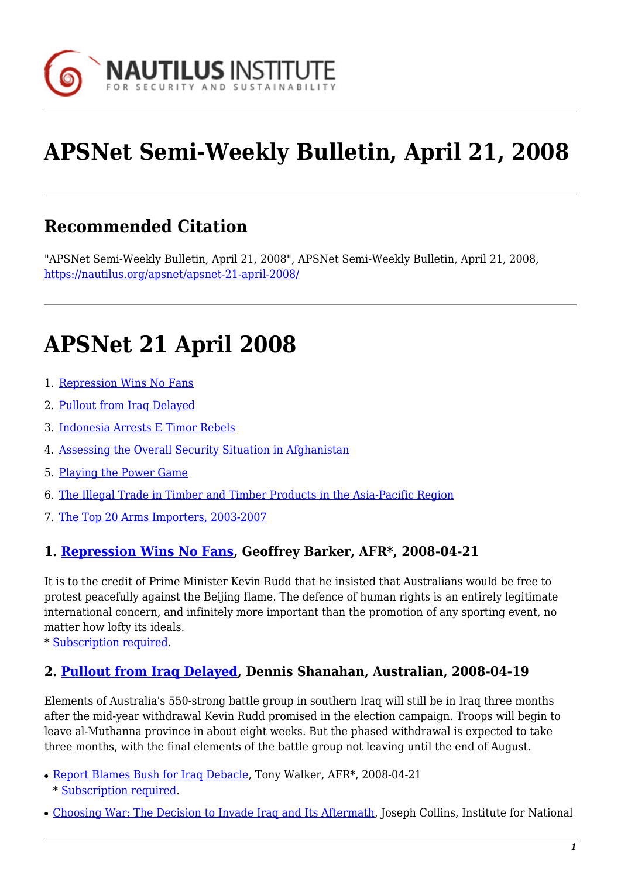# APSNet Semi-Weekly Bulletin, April 21, 2008

## Recommended Citation

"APSNet Semi-Weekly Bulletin, April 21, 2008", APSNet Semi-Weekly Bulletin, April 21, 2008, https://nautilus.org/apsnet/apsnet-21-april-2008/

# APSNet 21 April 2008

1. Repression Wins No Fans
2. Pullout from Iraq Delayed
3. Indonesia Arrests E Timor Rebels
4. Assessing the Overall Security Situation in Afghanistan
5. Playing the Power Game
6. The Illegal Trade in Timber and Timber Products in the Asia-Pacific Region
7. The Top 20 Arms Importers, 2003-2007

### 1. Repression Wins No Fans, Geoffrey Barker, AFR*, 2008-04-21

It is to the credit of Prime Minister Kevin Rudd that he insisted that Australians would be free to protest peacefully against the Beijing flame. The defence of human rights is an entirely legitimate international concern, and infinitely more important than the promotion of any sporting event, no matter how lofty its ideals.
\* Subscription required.

### 2. Pullout from Iraq Delayed, Dennis Shanahan, Australian, 2008-04-19

Elements of Australia's 550-strong battle group in southern Iraq will still be in Iraq three months after the mid-year withdrawal Kevin Rudd promised in the election campaign. Troops will begin to leave al-Muthanna province in about eight weeks. But the phased withdrawal is expected to take three months, with the final elements of the battle group not leaving until the end of August.

- Report Blames Bush for Iraq Debacle, Tony Walker, AFR*, 2008-04-21
  \* Subscription required.
- Choosing War: The Decision to Invade Iraq and Its Aftermath, Joseph Collins, Institute for National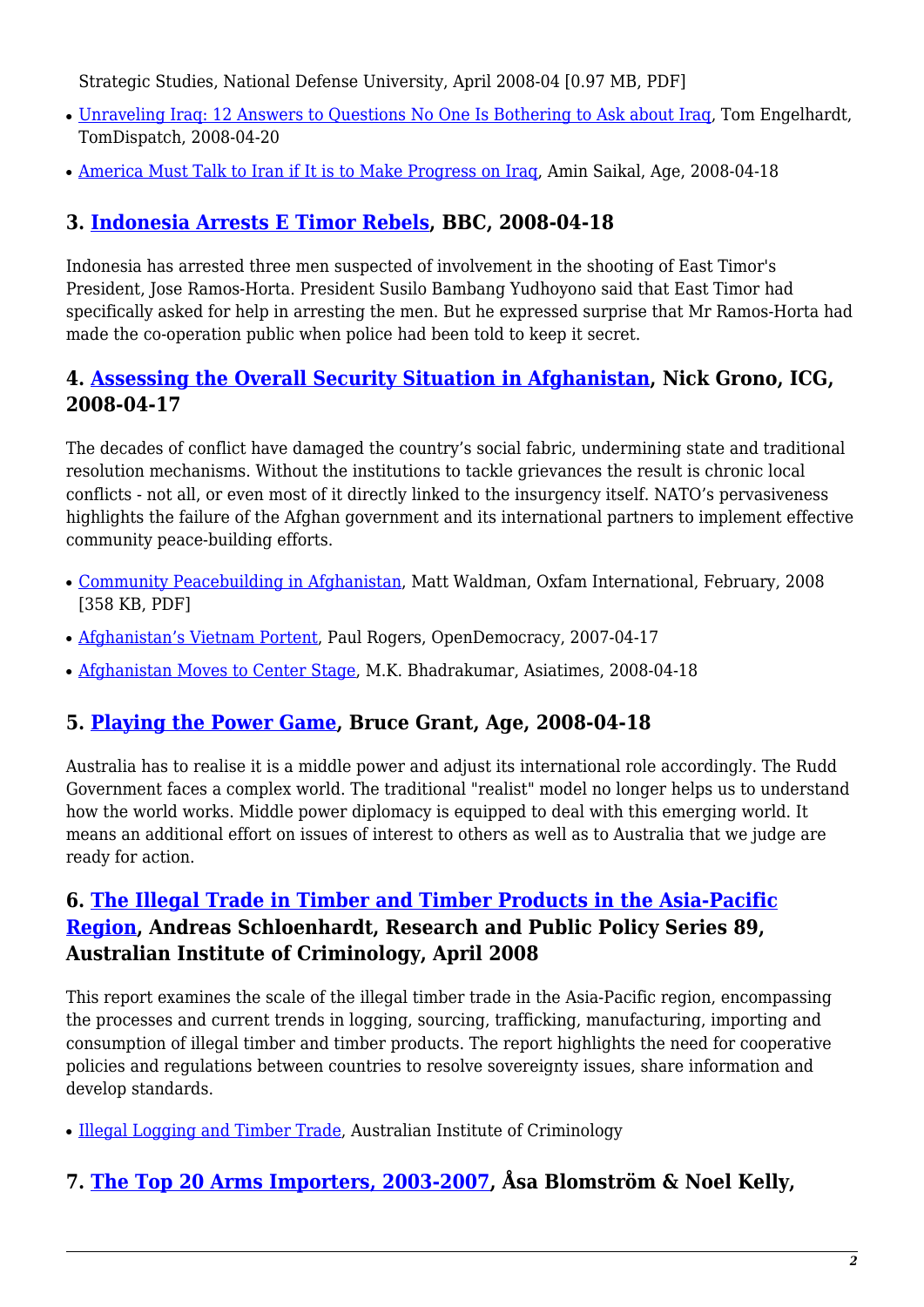Strategic Studies, National Defense University, April 2008-04 [0.97 MB, PDF]

- Unraveling Iraq: 12 Answers to Questions No One Is Bothering to Ask about Iraq, Tom Engelhardt, TomDispatch, 2008-04-20
- America Must Talk to Iran if It is to Make Progress on Iraq, Amin Saikal, Age, 2008-04-18

### 3. Indonesia Arrests E Timor Rebels, BBC, 2008-04-18

Indonesia has arrested three men suspected of involvement in the shooting of East Timor's President, Jose Ramos-Horta. President Susilo Bambang Yudhoyono said that East Timor had specifically asked for help in arresting the men. But he expressed surprise that Mr Ramos-Horta had made the co-operation public when police had been told to keep it secret.

### 4. Assessing the Overall Security Situation in Afghanistan, Nick Grono, ICG, 2008-04-17

The decades of conflict have damaged the country's social fabric, undermining state and traditional resolution mechanisms. Without the institutions to tackle grievances the result is chronic local conflicts - not all, or even most of it directly linked to the insurgency itself. NATO's pervasiveness highlights the failure of the Afghan government and its international partners to implement effective community peace-building efforts.

- Community Peacebuilding in Afghanistan, Matt Waldman, Oxfam International, February, 2008 [358 KB, PDF]
- Afghanistan's Vietnam Portent, Paul Rogers, OpenDemocracy, 2007-04-17
- Afghanistan Moves to Center Stage, M.K. Bhadrakumar, Asiatimes, 2008-04-18

### 5. Playing the Power Game, Bruce Grant, Age, 2008-04-18

Australia has to realise it is a middle power and adjust its international role accordingly. The Rudd Government faces a complex world. The traditional "realist" model no longer helps us to understand how the world works. Middle power diplomacy is equipped to deal with this emerging world. It means an additional effort on issues of interest to others as well as to Australia that we judge are ready for action.

### 6. The Illegal Trade in Timber and Timber Products in the Asia-Pacific Region, Andreas Schloenhardt, Research and Public Policy Series 89, Australian Institute of Criminology, April 2008

This report examines the scale of the illegal timber trade in the Asia-Pacific region, encompassing the processes and current trends in logging, sourcing, trafficking, manufacturing, importing and consumption of illegal timber and timber products. The report highlights the need for cooperative policies and regulations between countries to resolve sovereignty issues, share information and develop standards.

- Illegal Logging and Timber Trade, Australian Institute of Criminology

### 7. The Top 20 Arms Importers, 2003-2007, Åsa Blomström & Noel Kelly,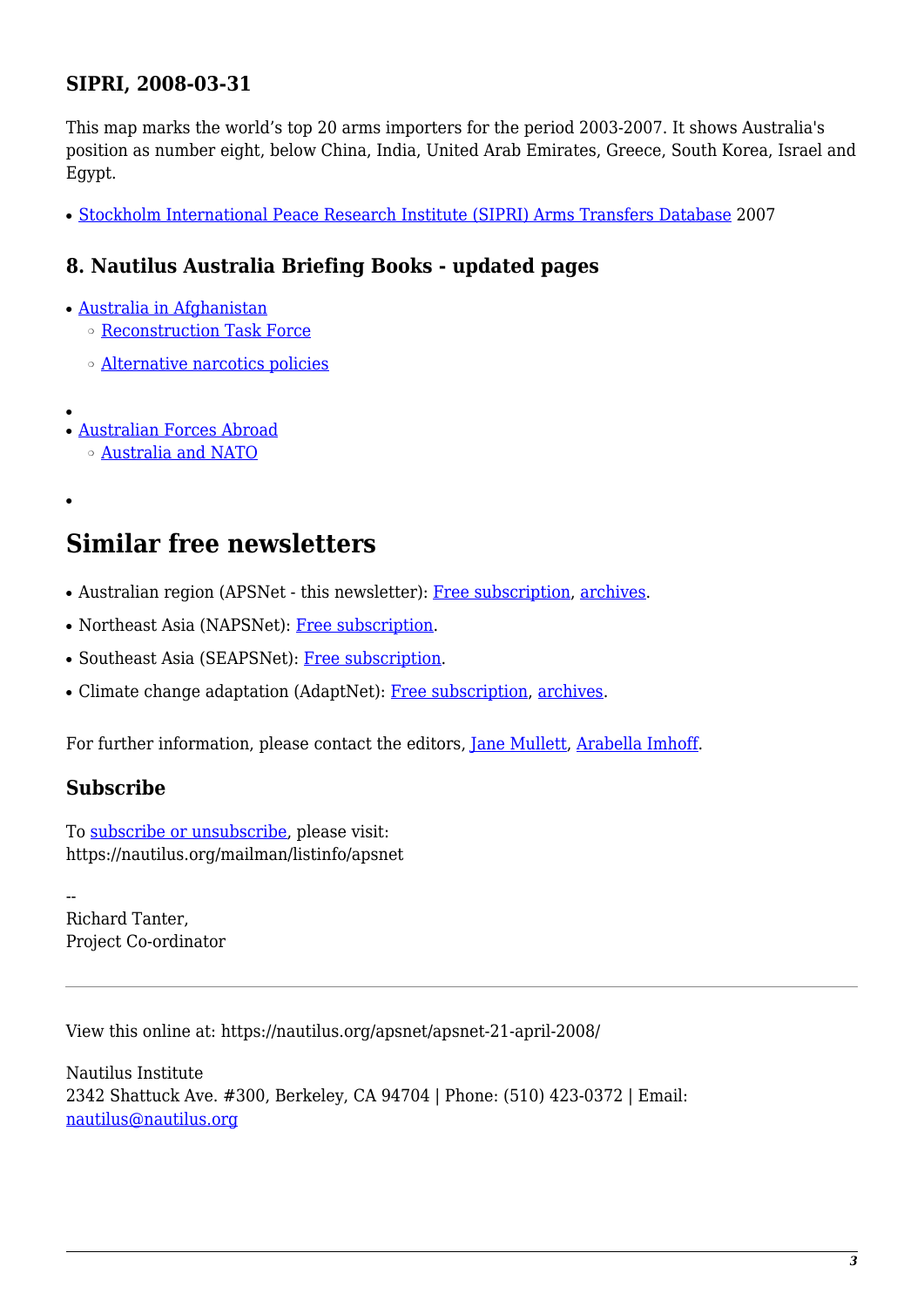### SIPRI, 2008-03-31

This map marks the world's top 20 arms importers for the period 2003-2007. It shows Australia's position as number eight, below China, India, United Arab Emirates, Greece, South Korea, Israel and Egypt.

- Stockholm International Peace Research Institute (SIPRI) Arms Transfers Database 2007

### 8. Nautilus Australia Briefing Books - updated pages

- Australia in Afghanistan
  - Reconstruction Task Force
  - Alternative narcotics policies
- 
- Australian Forces Abroad
  - Australia and NATO
- 

## Similar free newsletters

- Australian region (APSNet - this newsletter): Free subscription, archives.
- Northeast Asia (NAPSNet): Free subscription.
- Southeast Asia (SEAPSNet): Free subscription.
- Climate change adaptation (AdaptNet): Free subscription, archives.

For further information, please contact the editors, Jane Mullett, Arabella Imhoff.

### Subscribe

To subscribe or unsubscribe, please visit:
https://nautilus.org/mailman/listinfo/apsnet

--
Richard Tanter,
Project Co-ordinator

---

View this online at: https://nautilus.org/apsnet/apsnet-21-april-2008/

Nautilus Institute
2342 Shattuck Ave. #300, Berkeley, CA 94704 | Phone: (510) 423-0372 | Email: nautilus@nautilus.org